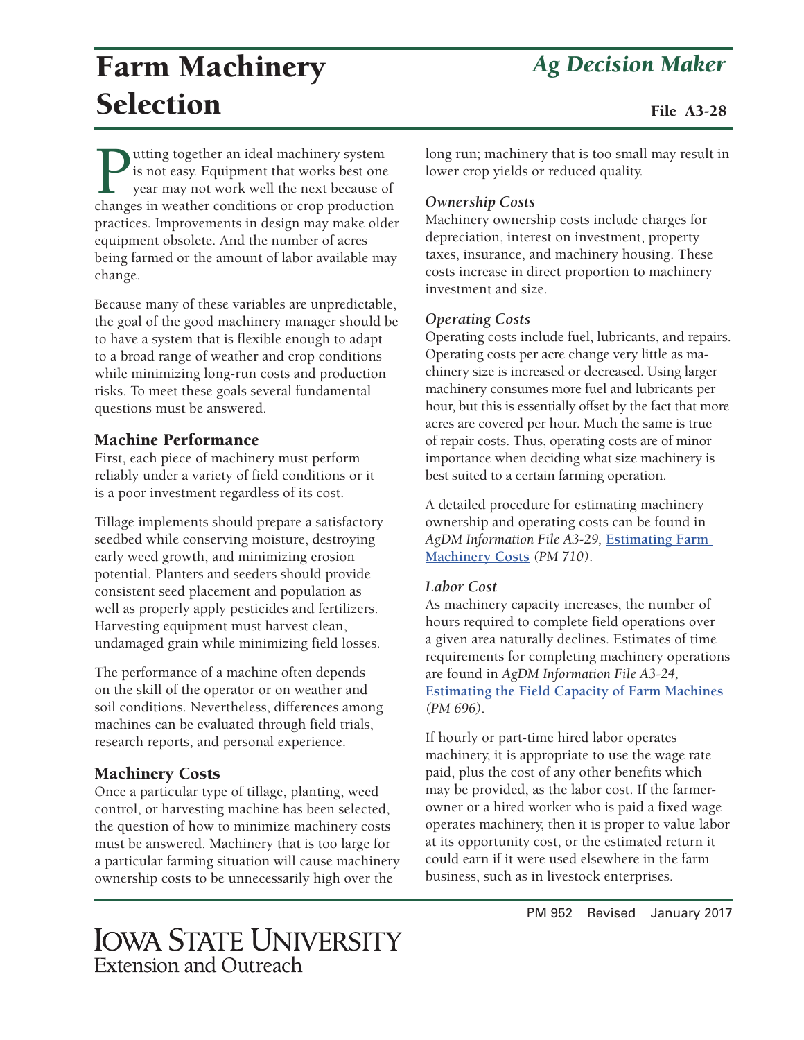# Farm Machinery Selection

*Ag Decision Maker*

File A3-28

Putting together an ideal machinery system is not easy. Equipment that works best one year may not work well the next because of changes in weather conditions or crop production practices. Improvements in design may make older equipment obsolete. And the number of acres being farmed or the amount of labor available may change.

Because many of these variables are unpredictable, the goal of the good machinery manager should be to have a system that is flexible enough to adapt to a broad range of weather and crop conditions while minimizing long-run costs and production risks. To meet these goals several fundamental questions must be answered.

## Machine Performance

First, each piece of machinery must perform reliably under a variety of field conditions or it is a poor investment regardless of its cost.

Tillage implements should prepare a satisfactory seedbed while conserving moisture, destroying early weed growth, and minimizing erosion potential. Planters and seeders should provide consistent seed placement and population as well as properly apply pesticides and fertilizers. Harvesting equipment must harvest clean, undamaged grain while minimizing field losses.

The performance of a machine often depends on the skill of the operator or on weather and soil conditions. Nevertheless, differences among machines can be evaluated through field trials, research reports, and personal experience.

## Machinery Costs

Once a particular type of tillage, planting, weed control, or harvesting machine has been selected, the question of how to minimize machinery costs must be answered. Machinery that is too large for a particular farming situation will cause machinery ownership costs to be unnecessarily high over the long run; machinery that is too small may result in lower crop yields or reduced quality.

### *Ownership Costs*

Machinery ownership costs include charges for depreciation, interest on investment, property taxes, insurance, and machinery housing. These costs increase in direct proportion to machinery investment and size.

### *Operating Costs*

Operating costs include fuel, lubricants, and repairs. Operating costs per acre change very little as machinery size is increased or decreased. Using larger machinery consumes more fuel and lubricants per hour, but this is essentially offset by the fact that more acres are covered per hour. Much the same is true of repair costs. Thus, operating costs are of minor importance when deciding what size machinery is best suited to a certain farming operation.

A detailed procedure for estimating machinery ownership and operating costs can be found in *AgDM Information File A3-29,* **Estimating Farm Machinery Costs** *(PM 710).*

### *Labor Cost*

As machinery capacity increases, the number of hours required to complete field operations over a given area naturally declines. Estimates of time requirements for completing machinery operations are found in *AgDM Information File A3-24,* **Estimating the Field Capacity of Farm Machines** *(PM 696).*

If hourly or part-time hired labor operates machinery, it is appropriate to use the wage rate paid, plus the cost of any other benefits which may be provided, as the labor cost. If the farmer-owner or a hired worker who is paid a fixed wage operates machinery, then it is proper to value labor at its opportunity cost, or the estimated return it could earn if it were used elsewhere in the farm business, such as in livestock enterprises.

PM 952 Revised January 2017

Iowa State University Extension and Outreach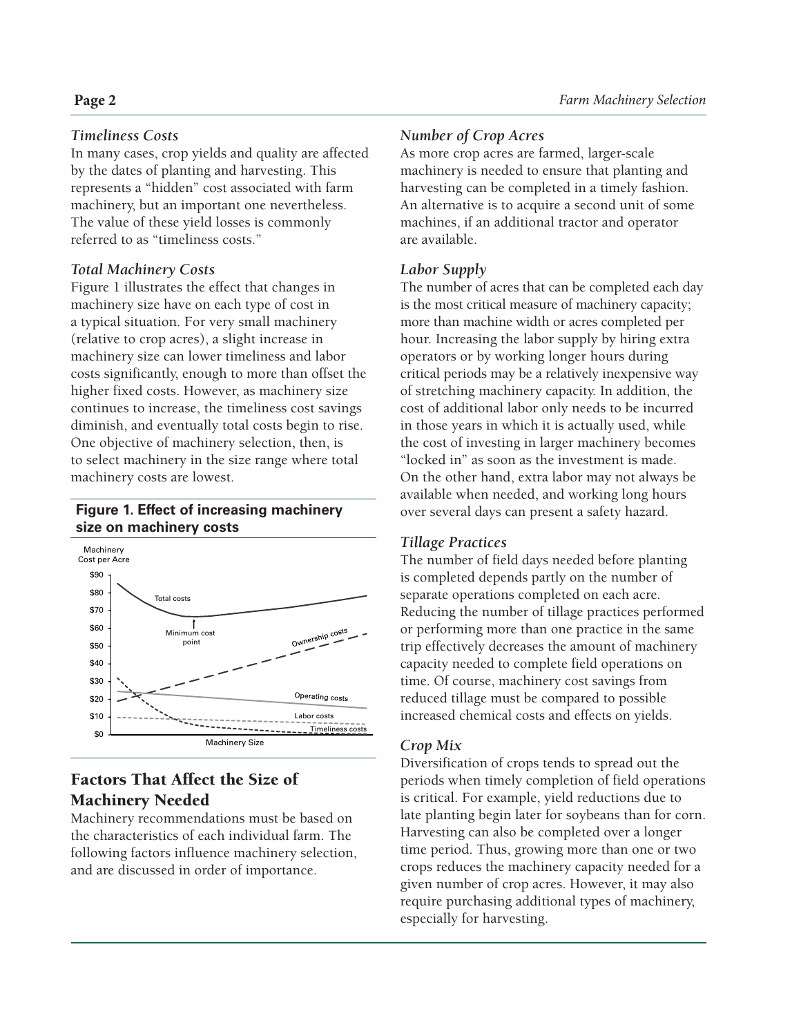### *Timeliness Costs*

In many cases, crop yields and quality are affected by the dates of planting and harvesting. This represents a "hidden" cost associated with farm machinery, but an important one nevertheless. The value of these yield losses is commonly referred to as "timeliness costs."

### *Total Machinery Costs*

Figure 1 illustrates the effect that changes in machinery size have on each type of cost in a typical situation. For very small machinery (relative to crop acres), a slight increase in machinery size can lower timeliness and labor costs significantly, enough to more than offset the higher fixed costs. However, as machinery size continues to increase, the timeliness cost savings diminish, and eventually total costs begin to rise. One objective of machinery selection, then, is to select machinery in the size range where total machinery costs are lowest.

**Figure 1. Effect of increasing machinery size on machinery costs**

## Factors That Affect the Size of Machinery Needed

Machinery recommendations must be based on the characteristics of each individual farm. The following factors influence machinery selection, and are discussed in order of importance.

### *Number of Crop Acres*

As more crop acres are farmed, larger-scale machinery is needed to ensure that planting and harvesting can be completed in a timely fashion. An alternative is to acquire a second unit of some machines, if an additional tractor and operator are available.

### *Labor Supply*

The number of acres that can be completed each day is the most critical measure of machinery capacity; more than machine width or acres completed per hour. Increasing the labor supply by hiring extra operators or by working longer hours during critical periods may be a relatively inexpensive way of stretching machinery capacity. In addition, the cost of additional labor only needs to be incurred in those years in which it is actually used, while the cost of investing in larger machinery becomes "locked in" as soon as the investment is made. On the other hand, extra labor may not always be available when needed, and working long hours over several days can present a safety hazard.

### *Tillage Practices*

The number of field days needed before planting is completed depends partly on the number of separate operations completed on each acre. Reducing the number of tillage practices performed or performing more than one practice in the same trip effectively decreases the amount of machinery capacity needed to complete field operations on time. Of course, machinery cost savings from reduced tillage must be compared to possible increased chemical costs and effects on yields.

### *Crop Mix*

Diversification of crops tends to spread out the periods when timely completion of field operations is critical. For example, yield reductions due to late planting begin later for soybeans than for corn. Harvesting can also be completed over a longer time period. Thus, growing more than one or two crops reduces the machinery capacity needed for a given number of crop acres. However, it may also require purchasing additional types of machinery, especially for harvesting.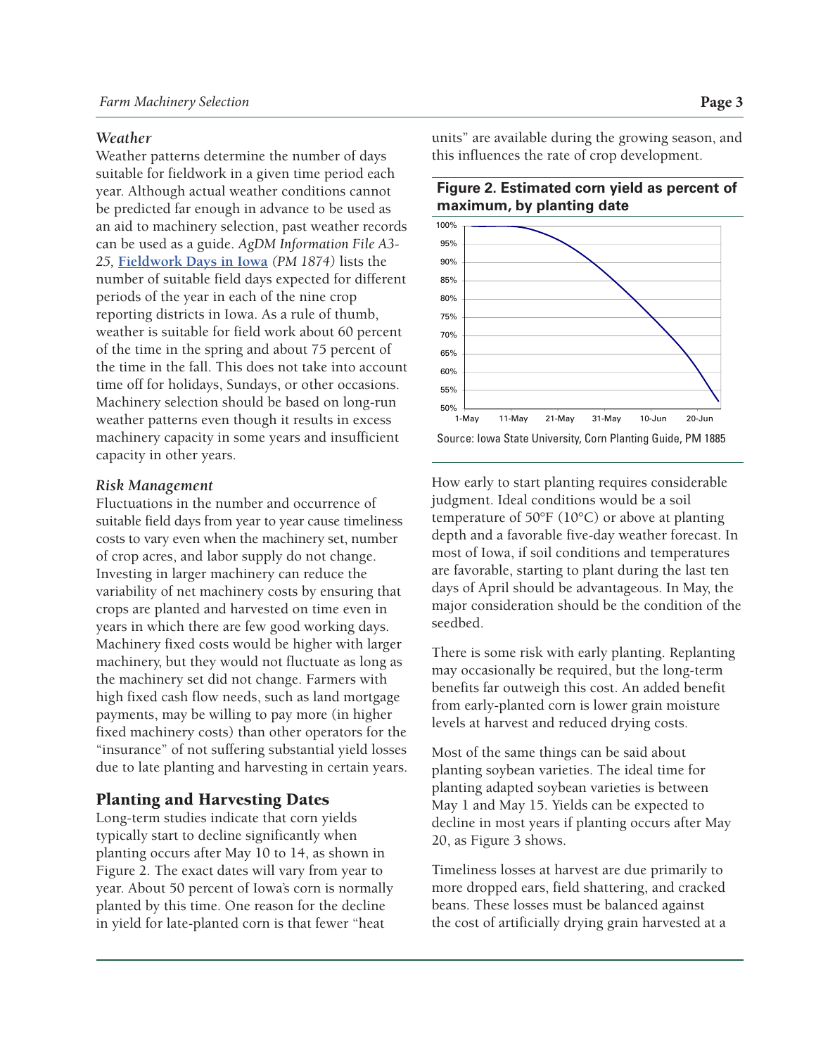### *Weather*

Weather patterns determine the number of days suitable for fieldwork in a given time period each year. Although actual weather conditions cannot be predicted far enough in advance to be used as an aid to machinery selection, past weather records can be used as a guide. *AgDM Information File A3-25,* **Fieldwork Days in Iowa** *(PM 1874)* lists the number of suitable field days expected for different periods of the year in each of the nine crop reporting districts in Iowa. As a rule of thumb, weather is suitable for field work about 60 percent of the time in the spring and about 75 percent of the time in the fall. This does not take into account time off for holidays, Sundays, or other occasions. Machinery selection should be based on long-run weather patterns even though it results in excess machinery capacity in some years and insufficient capacity in other years.

### *Risk Management*

Fluctuations in the number and occurrence of suitable field days from year to year cause timeliness costs to vary even when the machinery set, number of crop acres, and labor supply do not change. Investing in larger machinery can reduce the variability of net machinery costs by ensuring that crops are planted and harvested on time even in years in which there are few good working days. Machinery fixed costs would be higher with larger machinery, but they would not fluctuate as long as the machinery set did not change. Farmers with high fixed cash flow needs, such as land mortgage payments, may be willing to pay more (in higher fixed machinery costs) than other operators for the "insurance" of not suffering substantial yield losses due to late planting and harvesting in certain years.

## Planting and Harvesting Dates

Long-term studies indicate that corn yields typically start to decline significantly when planting occurs after May 10 to 14, as shown in Figure 2. The exact dates will vary from year to year. About 50 percent of Iowa's corn is normally planted by this time. One reason for the decline in yield for late-planted corn is that fewer "heat units" are available during the growing season, and this influences the rate of crop development.

**Figure 2. Estimated corn yield as percent of maximum, by planting date**

Source: Iowa State University, Corn Planting Guide, PM 1885

How early to start planting requires considerable judgment. Ideal conditions would be a soil temperature of 50°F (10°C) or above at planting depth and a favorable five-day weather forecast. In most of Iowa, if soil conditions and temperatures are favorable, starting to plant during the last ten days of April should be advantageous. In May, the major consideration should be the condition of the seedbed.

There is some risk with early planting. Replanting may occasionally be required, but the long-term benefits far outweigh this cost. An added benefit from early-planted corn is lower grain moisture levels at harvest and reduced drying costs.

Most of the same things can be said about planting soybean varieties. The ideal time for planting adapted soybean varieties is between May 1 and May 15. Yields can be expected to decline in most years if planting occurs after May 20, as Figure 3 shows.

Timeliness losses at harvest are due primarily to more dropped ears, field shattering, and cracked beans. These losses must be balanced against the cost of artificially drying grain harvested at a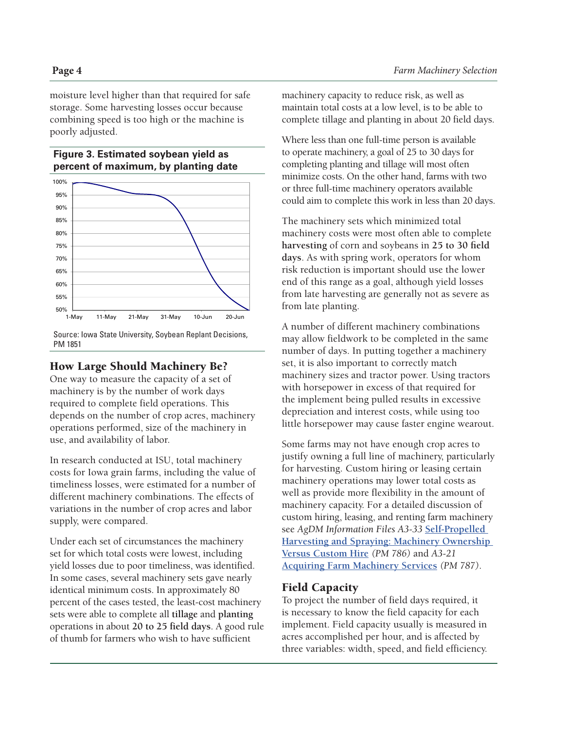moisture level higher than that required for safe storage. Some harvesting losses occur because combining speed is too high or the machine is poorly adjusted.

**Figure 3. Estimated soybean yield as percent of maximum, by planting date**

Source: Iowa State University, Soybean Replant Decisions, PM 1851

## How Large Should Machinery Be?

One way to measure the capacity of a set of machinery is by the number of work days required to complete field operations. This depends on the number of crop acres, machinery operations performed, size of the machinery in use, and availability of labor.

In research conducted at ISU, total machinery costs for Iowa grain farms, including the value of timeliness losses, were estimated for a number of different machinery combinations. The effects of variations in the number of crop acres and labor supply, were compared.

Under each set of circumstances the machinery set for which total costs were lowest, including yield losses due to poor timeliness, was identified. In some cases, several machinery sets gave nearly identical minimum costs. In approximately 80 percent of the cases tested, the least-cost machinery sets were able to complete all **tillage** and **planting** operations in about **20 to 25 field days**. A good rule of thumb for farmers who wish to have sufficient machinery capacity to reduce risk, as well as maintain total costs at a low level, is to be able to complete tillage and planting in about 20 field days.

Where less than one full-time person is available to operate machinery, a goal of 25 to 30 days for completing planting and tillage will most often minimize costs. On the other hand, farms with two or three full-time machinery operators available could aim to complete this work in less than 20 days.

The machinery sets which minimized total machinery costs were most often able to complete **harvesting** of corn and soybeans in **25 to 30 field days**. As with spring work, operators for whom risk reduction is important should use the lower end of this range as a goal, although yield losses from late harvesting are generally not as severe as from late planting.

A number of different machinery combinations may allow fieldwork to be completed in the same number of days. In putting together a machinery set, it is also important to correctly match machinery sizes and tractor power. Using tractors with horsepower in excess of that required for the implement being pulled results in excessive depreciation and interest costs, while using too little horsepower may cause faster engine wearout.

Some farms may not have enough crop acres to justify owning a full line of machinery, particularly for harvesting. Custom hiring or leasing certain machinery operations may lower total costs as well as provide more flexibility in the amount of machinery capacity. For a detailed discussion of custom hiring, leasing, and renting farm machinery see *AgDM Information Files A3-33* **Self-Propelled Harvesting and Spraying: Machinery Ownership Versus Custom Hire** *(PM 786)* and *A3-21* **Acquiring Farm Machinery Services** *(PM 787)*.

## Field Capacity

To project the number of field days required, it is necessary to know the field capacity for each implement. Field capacity usually is measured in acres accomplished per hour, and is affected by three variables: width, speed, and field efficiency.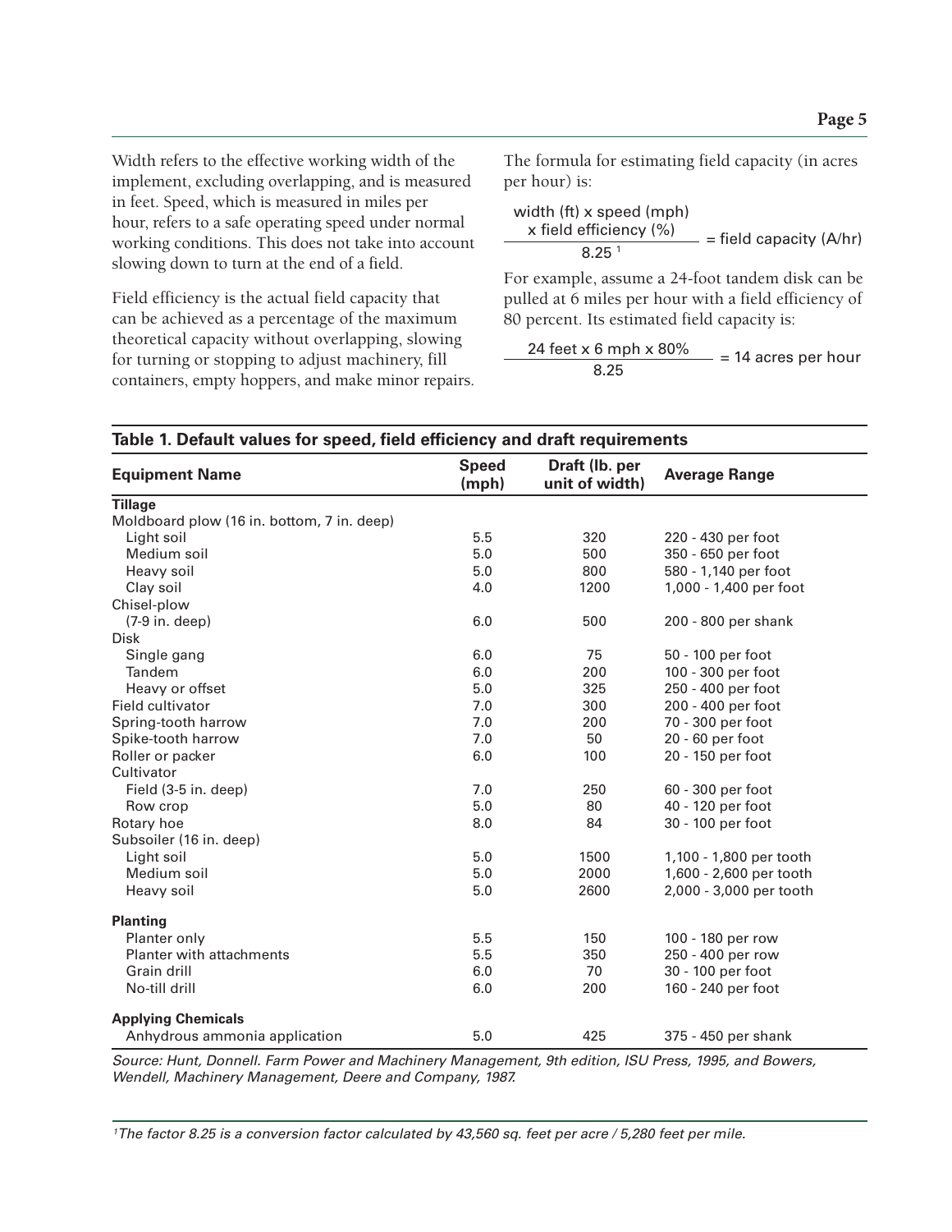Width refers to the effective working width of the implement, excluding overlapping, and is measured in feet. Speed, which is measured in miles per hour, refers to a safe operating speed under normal working conditions. This does not take into account slowing down to turn at the end of a field.

Field efficiency is the actual field capacity that can be achieved as a percentage of the maximum theoretical capacity without overlapping, slowing for turning or stopping to adjust machinery, fill containers, empty hoppers, and make minor repairs.

The formula for estimating field capacity (in acres per hour) is:

$$\frac{\text{width (ft)} \times \text{speed (mph)} \times \text{field efficiency (\%)}}{8.25^{1}} = \text{field capacity (A/hr)}$$

For example, assume a 24-foot tandem disk can be pulled at 6 miles per hour with a field efficiency of 80 percent. Its estimated field capacity is:

$$\frac{24 \text{ feet} \times 6 \text{ mph} \times 80\%}{8.25} = 14 \text{ acres per hour}$$

**Table 1. Default values for speed, field efficiency and draft requirements**

| Equipment Name | Speed (mph) | Draft (lb. per unit of width) | Average Range |
|---|---|---|---|
| **Tillage** | | | |
| Moldboard plow (16 in. bottom, 7 in. deep) | | | |
| Light soil | 5.5 | 320 | 220 - 430 per foot |
| Medium soil | 5.0 | 500 | 350 - 650 per foot |
| Heavy soil | 5.0 | 800 | 580 - 1,140 per foot |
| Clay soil | 4.0 | 1200 | 1,000 - 1,400 per foot |
| Chisel-plow | | | |
| (7-9 in. deep) | 6.0 | 500 | 200 - 800 per shank |
| Disk | | | |
| Single gang | 6.0 | 75 | 50 - 100 per foot |
| Tandem | 6.0 | 200 | 100 - 300 per foot |
| Heavy or offset | 5.0 | 325 | 250 - 400 per foot |
| Field cultivator | 7.0 | 300 | 200 - 400 per foot |
| Spring-tooth harrow | 7.0 | 200 | 70 - 300 per foot |
| Spike-tooth harrow | 7.0 | 50 | 20 - 60 per foot |
| Roller or packer | 6.0 | 100 | 20 - 150 per foot |
| Cultivator | | | |
| Field (3-5 in. deep) | 7.0 | 250 | 60 - 300 per foot |
| Row crop | 5.0 | 80 | 40 - 120 per foot |
| Rotary hoe | 8.0 | 84 | 30 - 100 per foot |
| Subsoiler (16 in. deep) | | | |
| Light soil | 5.0 | 1500 | 1,100 - 1,800 per tooth |
| Medium soil | 5.0 | 2000 | 1,600 - 2,600 per tooth |
| Heavy soil | 5.0 | 2600 | 2,000 - 3,000 per tooth |
| **Planting** | | | |
| Planter only | 5.5 | 150 | 100 - 180 per row |
| Planter with attachments | 5.5 | 350 | 250 - 400 per row |
| Grain drill | 6.0 | 70 | 30 - 100 per foot |
| No-till drill | 6.0 | 200 | 160 - 240 per foot |
| **Applying Chemicals** | | | |
| Anhydrous ammonia application | 5.0 | 425 | 375 - 450 per shank |

*Source: Hunt, Donnell. Farm Power and Machinery Management, 9th edition, ISU Press, 1995, and Bowers, Wendell, Machinery Management, Deere and Company, 1987.*

*[1]The factor 8.25 is a conversion factor calculated by 43,560 sq. feet per acre / 5,280 feet per mile.*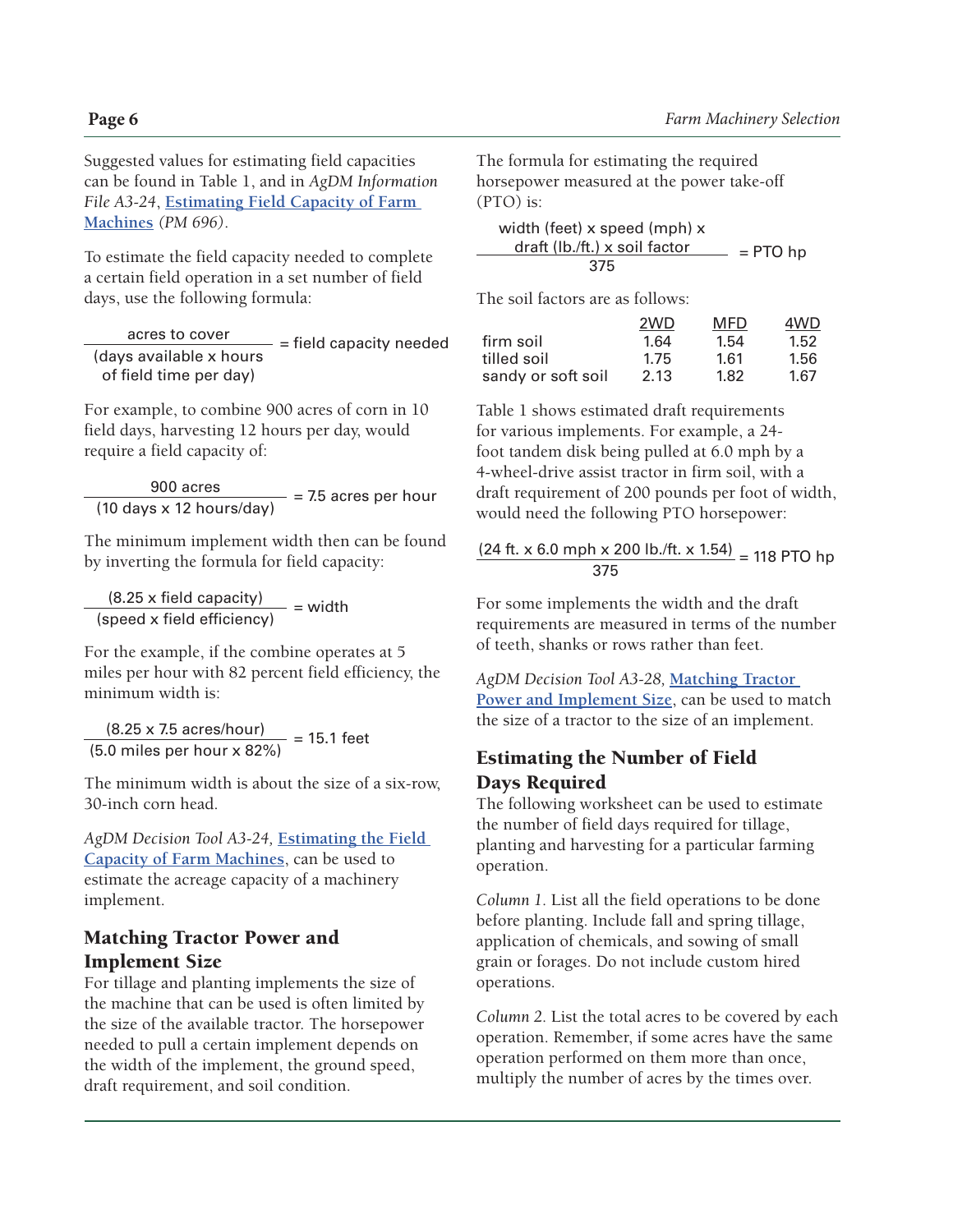Suggested values for estimating field capacities can be found in Table 1, and in *AgDM Information File A3-24*, [Estimating Field Capacity of Farm Machines](#) *(PM 696)*.

To estimate the field capacity needed to complete a certain field operation in a set number of field days, use the following formula:

$$\frac{\text{acres to cover}}{\text{(days available x hours of field time per day)}} = \text{field capacity needed}$$

For example, to combine 900 acres of corn in 10 field days, harvesting 12 hours per day, would require a field capacity of:

$$\frac{\text{900 acres}}{\text{(10 days x 12 hours/day)}} = \text{7.5 acres per hour}$$

The minimum implement width then can be found by inverting the formula for field capacity:

$$\frac{\text{(8.25 x field capacity)}}{\text{(speed x field efficiency)}} = \text{width}$$

For the example, if the combine operates at 5 miles per hour with 82 percent field efficiency, the minimum width is:

$$\frac{\text{(8.25 x 7.5 acres/hour)}}{\text{(5.0 miles per hour x 82\%)}} = \text{15.1 feet}$$

The minimum width is about the size of a six-row, 30-inch corn head.

*AgDM Decision Tool A3-24,* [Estimating the Field Capacity of Farm Machines](#), can be used to estimate the acreage capacity of a machinery implement.

## Matching Tractor Power and Implement Size

For tillage and planting implements the size of the machine that can be used is often limited by the size of the available tractor. The horsepower needed to pull a certain implement depends on the width of the implement, the ground speed, draft requirement, and soil condition.

The formula for estimating the required horsepower measured at the power take-off (PTO) is:

$$\frac{\text{width (feet) x speed (mph) x draft (lb./ft.) x soil factor}}{375} = \text{PTO hp}$$

The soil factors are as follows:

| | 2WD | MFD | 4WD |
|---|---|---|---|
| firm soil | 1.64 | 1.54 | 1.52 |
| tilled soil | 1.75 | 1.61 | 1.56 |
| sandy or soft soil | 2.13 | 1.82 | 1.67 |

Table 1 shows estimated draft requirements for various implements. For example, a 24-foot tandem disk being pulled at 6.0 mph by a 4-wheel-drive assist tractor in firm soil, with a draft requirement of 200 pounds per foot of width, would need the following PTO horsepower:

$$\frac{\text{(24 ft. x 6.0 mph x 200 lb./ft. x 1.54)}}{375} = \text{118 PTO hp}$$

For some implements the width and the draft requirements are measured in terms of the number of teeth, shanks or rows rather than feet.

*AgDM Decision Tool A3-28,* [Matching Tractor Power and Implement Size](#), can be used to match the size of a tractor to the size of an implement.

## Estimating the Number of Field Days Required

The following worksheet can be used to estimate the number of field days required for tillage, planting and harvesting for a particular farming operation.

*Column 1.* List all the field operations to be done before planting. Include fall and spring tillage, application of chemicals, and sowing of small grain or forages. Do not include custom hired operations.

*Column 2.* List the total acres to be covered by each operation. Remember, if some acres have the same operation performed on them more than once, multiply the number of acres by the times over.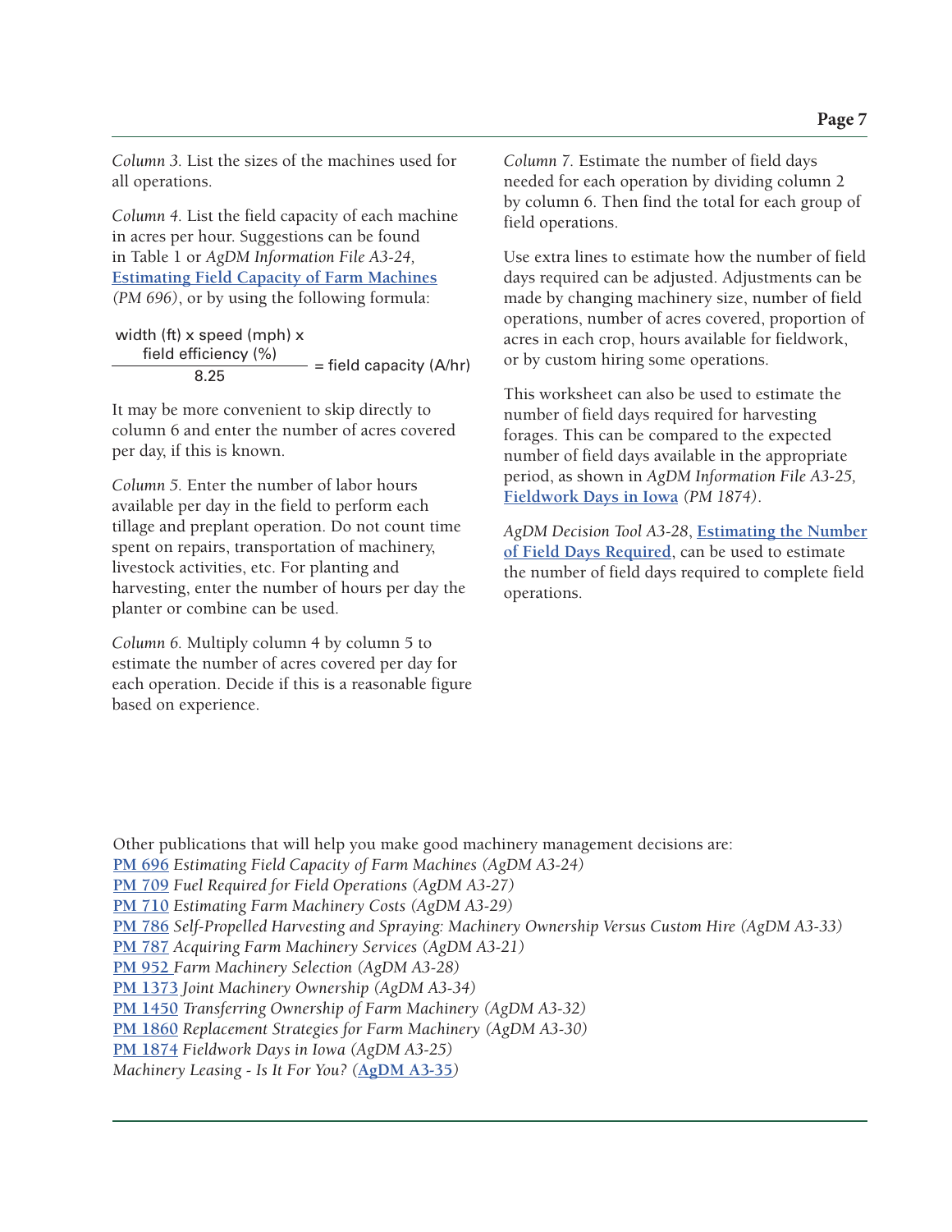*Column 3.* List the sizes of the machines used for all operations.

*Column 4.* List the field capacity of each machine in acres per hour. Suggestions can be found in Table 1 or *AgDM Information File A3-24,* Estimating Field Capacity of Farm Machines *(PM 696)*, or by using the following formula:

$$\frac{\text{width (ft)} \times \text{speed (mph)} \times \text{field efficiency (\%)}}{8.25} = \text{field capacity (A/hr)}$$

It may be more convenient to skip directly to column 6 and enter the number of acres covered per day, if this is known.

*Column 5.* Enter the number of labor hours available per day in the field to perform each tillage and preplant operation. Do not count time spent on repairs, transportation of machinery, livestock activities, etc. For planting and harvesting, enter the number of hours per day the planter or combine can be used.

*Column 6.* Multiply column 4 by column 5 to estimate the number of acres covered per day for each operation. Decide if this is a reasonable figure based on experience.

*Column 7.* Estimate the number of field days needed for each operation by dividing column 2 by column 6. Then find the total for each group of field operations.

Use extra lines to estimate how the number of field days required can be adjusted. Adjustments can be made by changing machinery size, number of field operations, number of acres covered, proportion of acres in each crop, hours available for fieldwork, or by custom hiring some operations.

This worksheet can also be used to estimate the number of field days required for harvesting forages. This can be compared to the expected number of field days available in the appropriate period, as shown in *AgDM Information File A3-25,* Fieldwork Days in Iowa *(PM 1874)*.

*AgDM Decision Tool A3-28*, Estimating the Number of Field Days Required, can be used to estimate the number of field days required to complete field operations.

Other publications that will help you make good machinery management decisions are:

PM 696 *Estimating Field Capacity of Farm Machines (AgDM A3-24)*
PM 709 *Fuel Required for Field Operations (AgDM A3-27)*
PM 710 *Estimating Farm Machinery Costs (AgDM A3-29)*
PM 786 *Self-Propelled Harvesting and Spraying: Machinery Ownership Versus Custom Hire (AgDM A3-33)*
PM 787 *Acquiring Farm Machinery Services (AgDM A3-21)*
PM 952 *Farm Machinery Selection (AgDM A3-28)*
PM 1373 *Joint Machinery Ownership (AgDM A3-34)*
PM 1450 *Transferring Ownership of Farm Machinery (AgDM A3-32)*
PM 1860 *Replacement Strategies for Farm Machinery (AgDM A3-30)*
PM 1874 *Fieldwork Days in Iowa (AgDM A3-25)*
*Machinery Leasing - Is It For You?* (AgDM A3-35)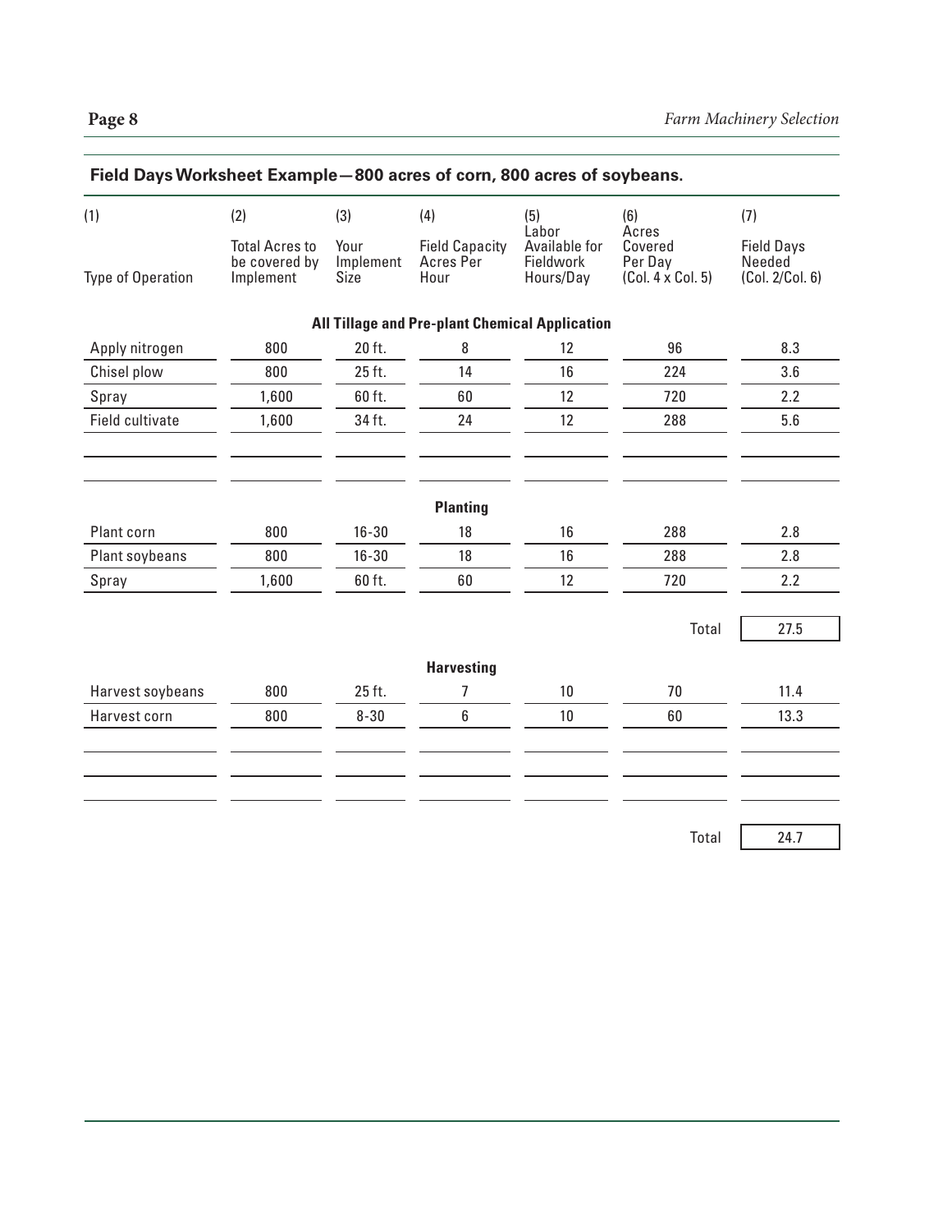## Field Days Worksheet Example—800 acres of corn, 800 acres of soybeans.

| (1) Type of Operation | (2) Total Acres to be covered by Implement | (3) Your Implement Size | (4) Field Capacity Acres Per Hour | (5) Labor Available for Fieldwork Hours/Day | (6) Acres Covered Per Day (Col. 4 x Col. 5) | (7) Field Days Needed (Col. 2/Col. 6) |
|---|---|---|---|---|---|---|
| **All Tillage and Pre-plant Chemical Application** | | | | | | |
| Apply nitrogen | 800 | 20 ft. | 8 | 12 | 96 | 8.3 |
| Chisel plow | 800 | 25 ft. | 14 | 16 | 224 | 3.6 |
| Spray | 1,600 | 60 ft. | 60 | 12 | 720 | 2.2 |
| Field cultivate | 1,600 | 34 ft. | 24 | 12 | 288 | 5.6 |
| | | | | | | |
| | | | | | | |
| **Planting** | | | | | | |
| Plant corn | 800 | 16-30 | 18 | 16 | 288 | 2.8 |
| Plant soybeans | 800 | 16-30 | 18 | 16 | 288 | 2.8 |
| Spray | 1,600 | 60 ft. | 60 | 12 | 720 | 2.2 |
| | | | | | Total | 27.5 |
| **Harvesting** | | | | | | |
| Harvest soybeans | 800 | 25 ft. | 7 | 10 | 70 | 11.4 |
| Harvest corn | 800 | 8-30 | 6 | 10 | 60 | 13.3 |
| | | | | | | |
| | | | | | | |
| | | | | | | |
| | | | | | Total | 24.7 |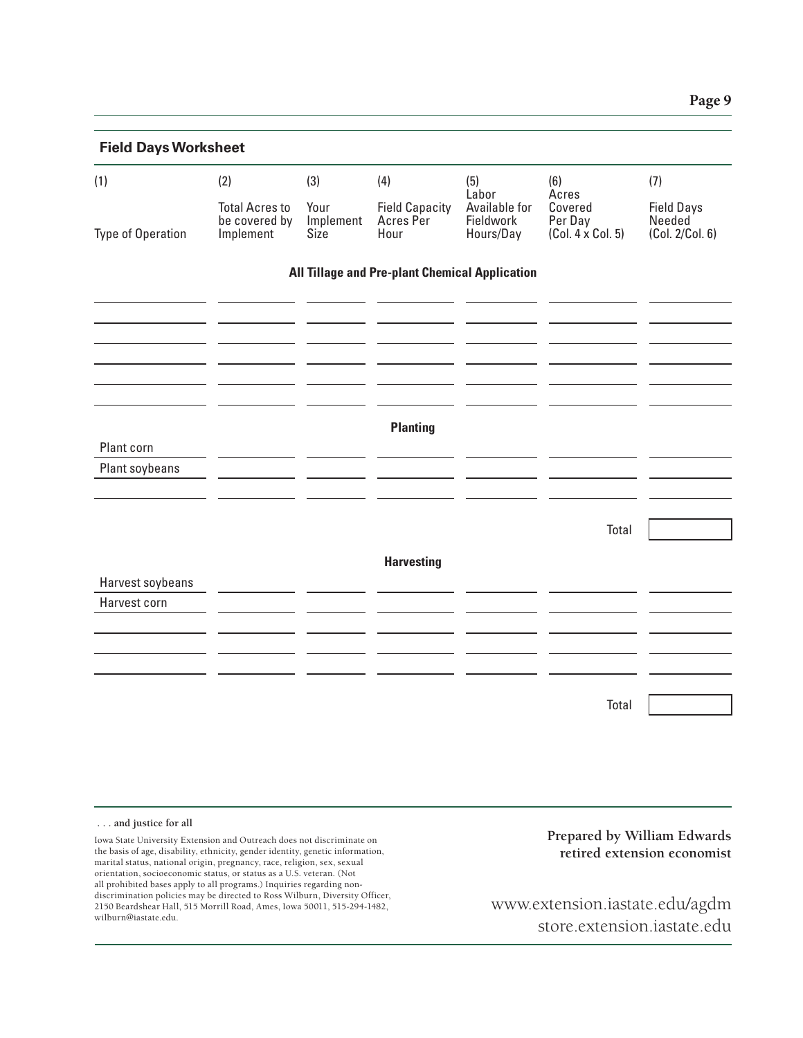## Field Days Worksheet

| (1) Type of Operation | (2) Total Acres to be covered by Implement | (3) Your Implement Size | (4) Field Capacity Acres Per Hour | (5) Labor Available for Fieldwork Hours/Day | (6) Acres Covered Per Day (Col. 4 x Col. 5) | (7) Field Days Needed (Col. 2/Col. 6) |
|---|---|---|---|---|---|---|
| **All Tillage and Pre-plant Chemical Application** | | | | | | |
| | | | | | | |
| | | | | | | |
| | | | | | | |
| | | | | | | |
| | | | | | | |
| | | | | | | |
| **Planting** | | | | | | |
| Plant corn | | | | | | |
| Plant soybeans | | | | | | |
| | | | | | | |
| | | | | | Total | |
| **Harvesting** | | | | | | |
| Harvest soybeans | | | | | | |
| Harvest corn | | | | | | |
| | | | | | | |
| | | | | | | |
| | | | | | | |
| | | | | | Total | |

. . . **and justice for all**

Iowa State University Extension and Outreach does not discriminate on the basis of age, disability, ethnicity, gender identity, genetic information, marital status, national origin, pregnancy, race, religion, sex, sexual orientation, socioeconomic status, or status as a U.S. veteran. (Not all prohibited bases apply to all programs.) Inquiries regarding non-discrimination policies may be directed to Ross Wilburn, Diversity Officer, 2150 Beardshear Hall, 515 Morrill Road, Ames, Iowa 50011, 515-294-1482, wilburn@iastate.edu.

**Prepared by William Edwards retired extension economist**

www.extension.iastate.edu/agdm
store.extension.iastate.edu